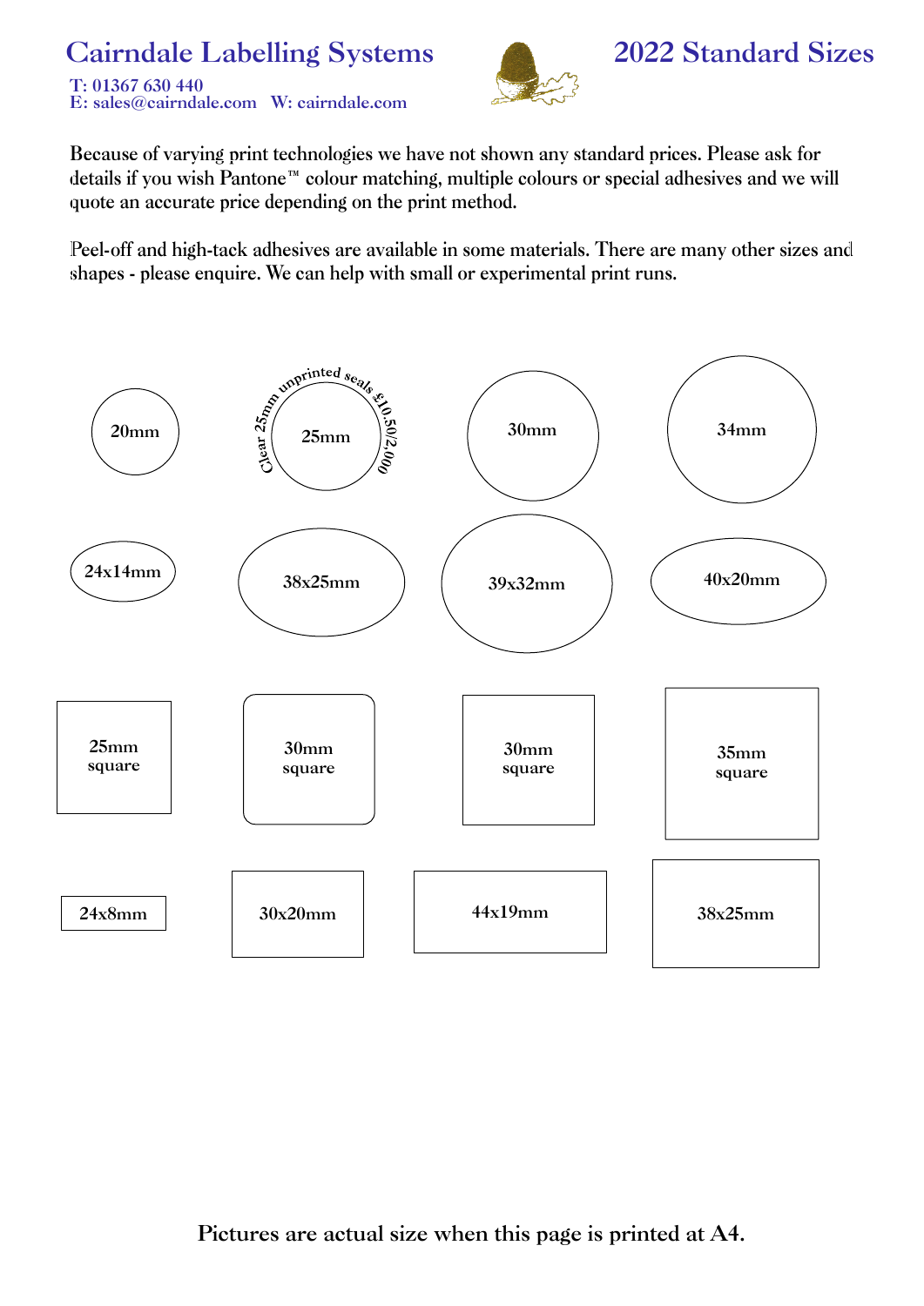# Cairndale Labelling Systems

T: 01367 630 440
E: sales@cairndale.com W: cairndale.com

# 2022 Standard Sizes

Because of varying print technologies we have not shown any standard prices. Please ask for details if you wish Pantone™ colour matching, multiple colours or special adhesives and we will quote an accurate price depending on the print method.

Peel-off and high-tack adhesives are available in some materials. There are many other sizes and shapes - please enquire. We can help with small or experimental print runs.

20mm

Clear 25mm unprinted seals £10.50/2,000

25mm

30mm

34mm

24x14mm

38x25mm

39x32mm

40x20mm

25mm square

30mm square

30mm square

35mm square

24x8mm

30x20mm

44x19mm

38x25mm

**Pictures are actual size when this page is printed at A4.**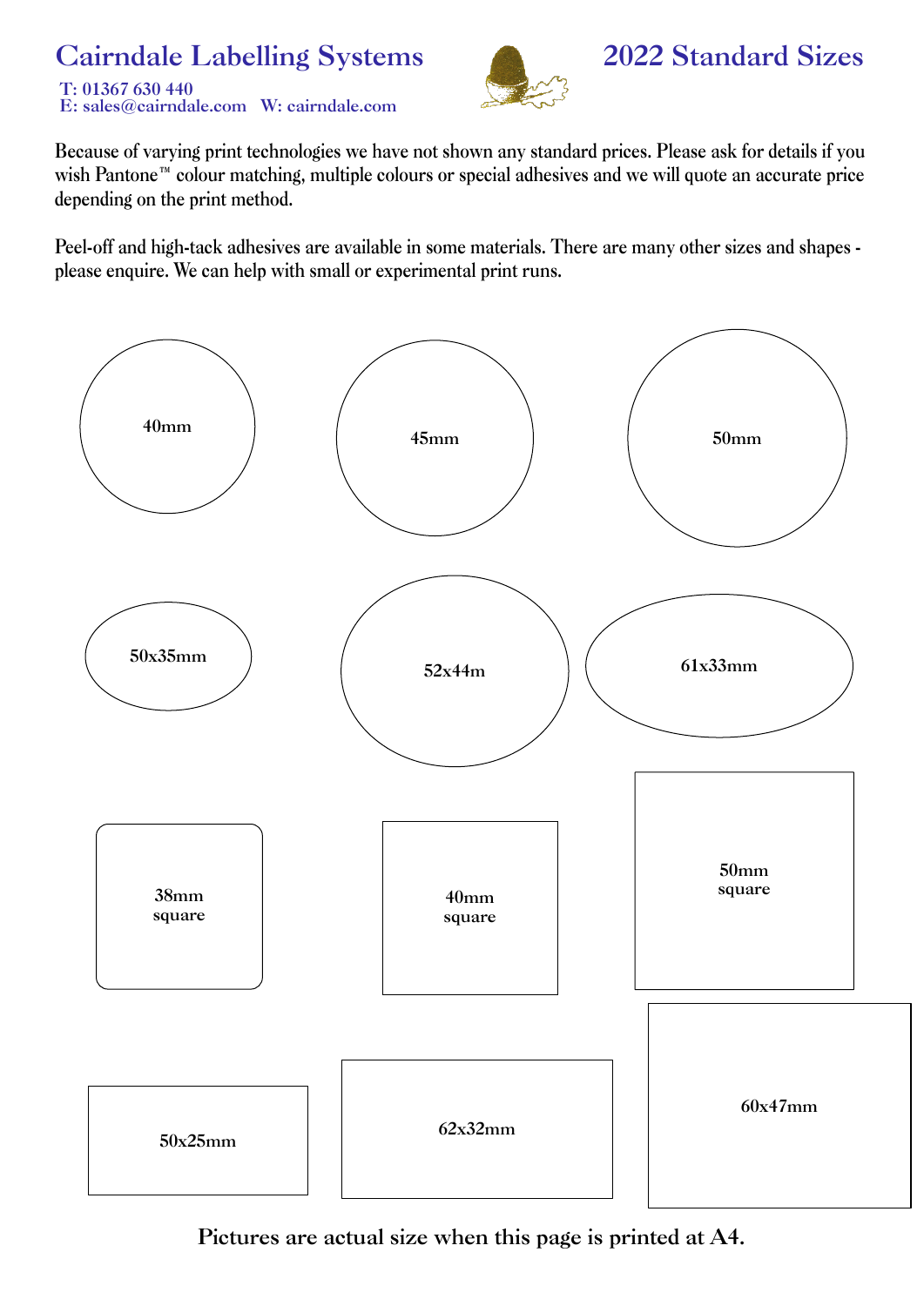# Cairndale Labelling Systems

# 2022 Standard Sizes

T: 01367 630 440
E: sales@cairndale.com W: cairndale.com

Because of varying print technologies we have not shown any standard prices. Please ask for details if you wish Pantone™ colour matching, multiple colours or special adhesives and we will quote an accurate price depending on the print method.

Peel-off and high-tack adhesives are available in some materials. There are many other sizes and shapes - please enquire. We can help with small or experimental print runs.

40mm

45mm

50mm

50x35mm

52x44m

61x33mm

38mm
square

40mm
square

50mm
square

50x25mm

62x32mm

60x47mm

**Pictures are actual size when this page is printed at A4.**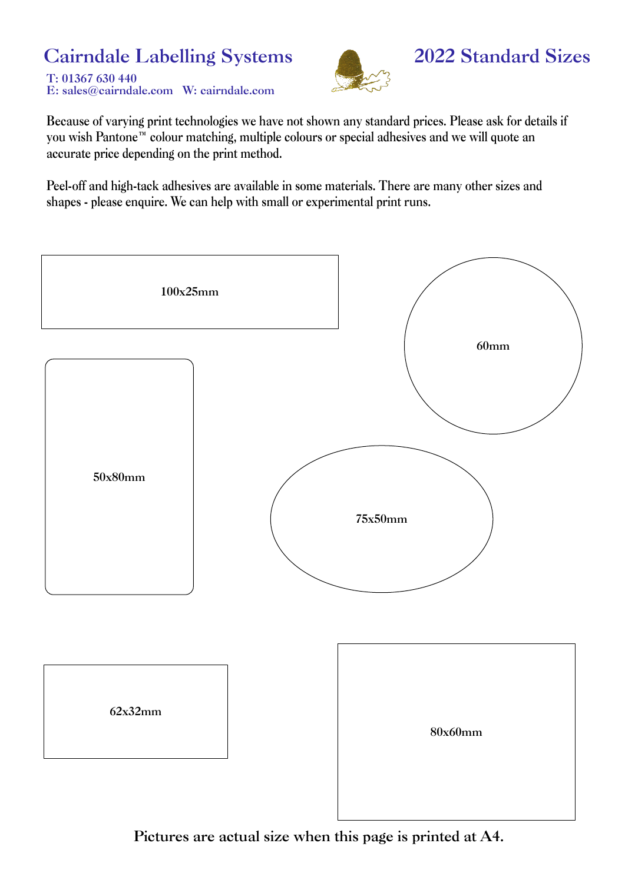# Cairndale Labelling Systems

T: 01367 630 440
E: sales@cairndale.com W: cairndale.com

# 2022 Standard Sizes

Because of varying print technologies we have not shown any standard prices. Please ask for details if you wish Pantone™ colour matching, multiple colours or special adhesives and we will quote an accurate price depending on the print method.

Peel-off and high-tack adhesives are available in some materials. There are many other sizes and shapes - please enquire. We can help with small or experimental print runs.

**100x25mm**

**60mm**

**50x80mm**

**75x50mm**

**62x32mm**

**80x60mm**

**Pictures are actual size when this page is printed at A4.**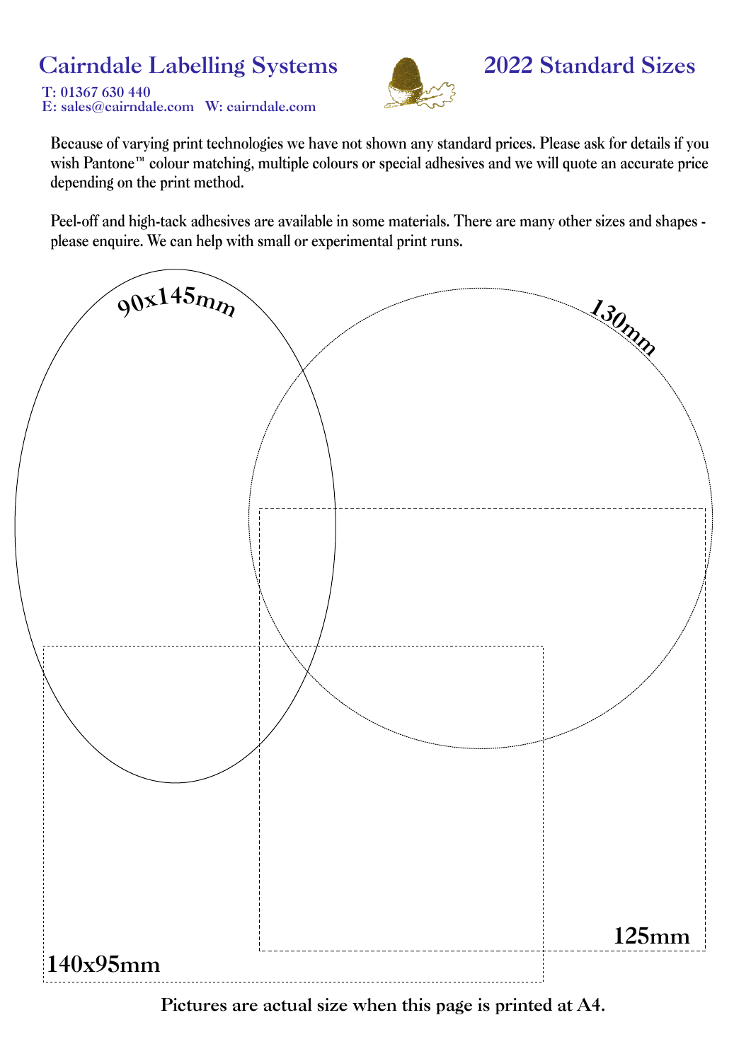# Cairndale Labelling Systems

T: 01367 630 440
E: sales@cairndale.com W: cairndale.com

## 2022 Standard Sizes

Because of varying print technologies we have not shown any standard prices. Please ask for details if you wish Pantone™ colour matching, multiple colours or special adhesives and we will quote an accurate price depending on the print method.

Peel-off and high-tack adhesives are available in some materials. There are many other sizes and shapes - please enquire. We can help with small or experimental print runs.

90x145mm

130mm

125mm

140x95mm

**Pictures are actual size when this page is printed at A4.**